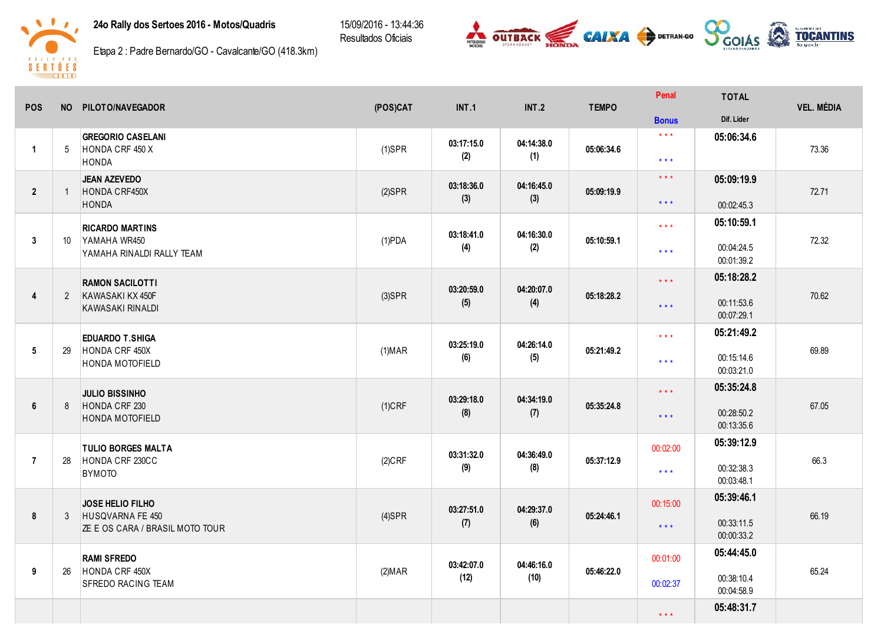**24o Rally dos Sertoes 2016 - Motos/Quadris**

Etapa 2 : Padre Bernardo/GO - Cavalcante/GO (418.3km)

15/09/2016 - 13:44:36
Resultados Oficiais

| POS | NO | PILOTO/NAVEGADOR | (POS)CAT | INT.1 | INT.2 | TEMPO | Penal / Bonus | TOTAL / Dif. Lider | VEL. MÉDIA |
|---|---|---|---|---|---|---|---|---|---|
| 1 | 5 | **GREGORIO CASELANI** HONDA CRF 450 X HONDA | (1)SPR | 03:17:15.0 (2) | 04:14:38.0 (1) | 05:06:34.6 | \* \* \* / \* \* \* | 05:06:34.6 | 73.36 |
| 2 | 1 | **JEAN AZEVEDO** HONDA CRF450X HONDA | (2)SPR | 03:18:36.0 (3) | 04:16:45.0 (3) | 05:09:19.9 | \* \* \* / \* \* \* | 05:09:19.9 00:02:45.3 | 72.71 |
| 3 | 10 | **RICARDO MARTINS** YAMAHA WR450 YAMAHA RINALDI RALLY TEAM | (1)PDA | 03:18:41.0 (4) | 04:16:30.0 (2) | 05:10:59.1 | \* \* \* / \* \* \* | 05:10:59.1 00:04:24.5 00:01:39.2 | 72.32 |
| 4 | 2 | **RAMON SACILOTTI** KAWASAKI KX 450F KAWASAKI RINALDI | (3)SPR | 03:20:59.0 (5) | 04:20:07.0 (4) | 05:18:28.2 | \* \* \* / \* \* \* | 05:18:28.2 00:11:53.6 00:07:29.1 | 70.62 |
| 5 | 29 | **EDUARDO T.SHIGA** HONDA CRF 450X HONDA MOTOFIELD | (1)MAR | 03:25:19.0 (6) | 04:26:14.0 (5) | 05:21:49.2 | \* \* \* / \* \* \* | 05:21:49.2 00:15:14.6 00:03:21.0 | 69.89 |
| 6 | 8 | **JULIO BISSINHO** HONDA CRF 230 HONDA MOTOFIELD | (1)CRF | 03:29:18.0 (8) | 04:34:19.0 (7) | 05:35:24.8 | \* \* \* / \* \* \* | 05:35:24.8 00:28:50.2 00:13:35.6 | 67.05 |
| 7 | 28 | **TULIO BORGES MALTA** HONDA CRF 230CC BYMOTO | (2)CRF | 03:31:32.0 (9) | 04:36:49.0 (8) | 05:37:12.9 | 00:02:00 / \* \* \* | 05:39:12.9 00:32:38.3 00:03:48.1 | 66.3 |
| 8 | 3 | **JOSE HELIO FILHO** HUSQVARNA FE 450 ZE E OS CARA / BRASIL MOTO TOUR | (4)SPR | 03:27:51.0 (7) | 04:29:37.0 (6) | 05:24:46.1 | 00:15:00 / \* \* \* | 05:39:46.1 00:33:11.5 00:00:33.2 | 66.19 |
| 9 | 26 | **RAMI SFREDO** HONDA CRF 450X SFREDO RACING TEAM | (2)MAR | 03:42:07.0 (12) | 04:46:16.0 (10) | 05:46:22.0 | 00:01:00 / 00:02:37 | 05:44:45.0 00:38:10.4 00:04:58.9 | 65.24 |
| | | | | | | | \* \* \* | 05:48:31.7 | |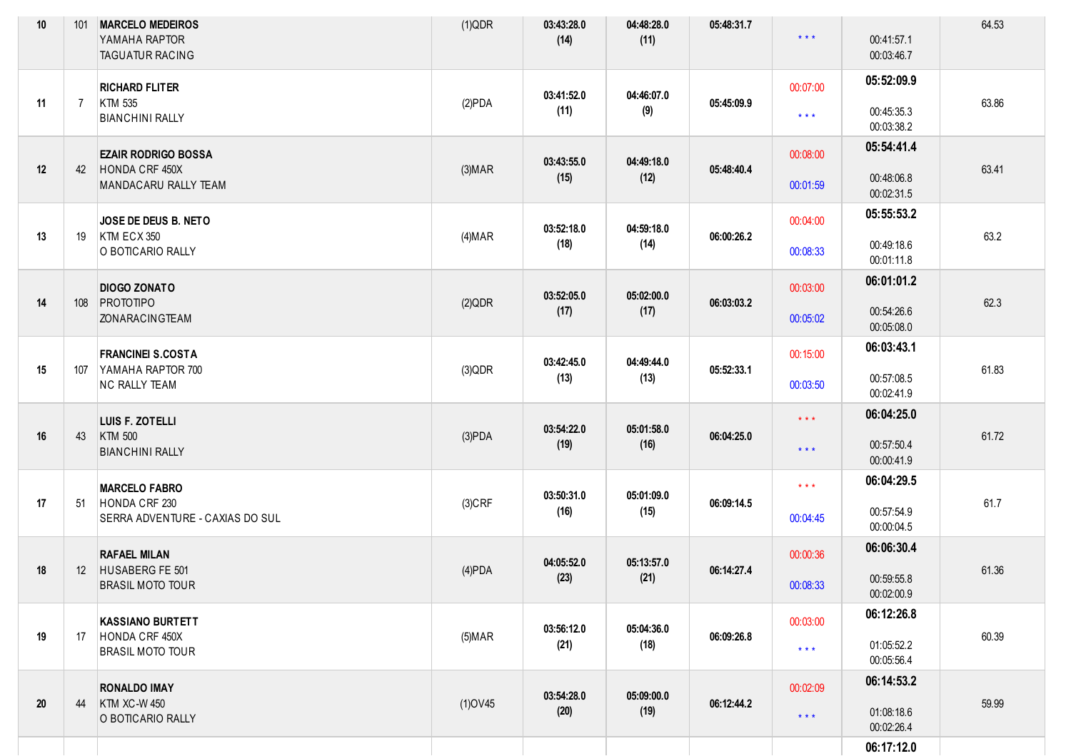| | | | | | | | | | |
|---|---|---|---|---|---|---|---|---|---|
| 10 | 101 | **MARCELO MEDEIROS**<br>YAMAHA RAPTOR<br>TAGUATUR RACING | (1)QDR | **03:43:28.0**<br>**(14)** | **04:48:28.0**<br>**(11)** | **05:48:31.7** | * * * | 00:41:57.1<br>00:03:46.7 | 64.53 |
| 11 | 7 | **RICHARD FLITER**<br>KTM 535<br>BIANCHINI RALLY | (2)PDA | **03:41:52.0**<br>**(11)** | **04:46:07.0**<br>**(9)** | **05:45:09.9** | 00:07:00<br>* * * | **05:52:09.9**<br>00:45:35.3<br>00:03:38.2 | 63.86 |
| 12 | 42 | **EZAIR RODRIGO BOSSA**<br>HONDA CRF 450X<br>MANDACARU RALLY TEAM | (3)MAR | **03:43:55.0**<br>**(15)** | **04:49:18.0**<br>**(12)** | **05:48:40.4** | 00:08:00<br>00:01:59 | **05:54:41.4**<br>00:48:06.8<br>00:02:31.5 | 63.41 |
| 13 | 19 | **JOSE DE DEUS B. NETO**<br>KTM ECX 350<br>O BOTICARIO RALLY | (4)MAR | **03:52:18.0**<br>**(18)** | **04:59:18.0**<br>**(14)** | **06:00:26.2** | 00:04:00<br>00:08:33 | **05:55:53.2**<br>00:49:18.6<br>00:01:11.8 | 63.2 |
| 14 | 108 | **DIOGO ZONATO**<br>PROTOTIPO<br>ZONARACINGTEAM | (2)QDR | **03:52:05.0**<br>**(17)** | **05:02:00.0**<br>**(17)** | **06:03:03.2** | 00:03:00<br>00:05:02 | **06:01:01.2**<br>00:54:26.6<br>00:05:08.0 | 62.3 |
| 15 | 107 | **FRANCINEI S.COSTA**<br>YAMAHA RAPTOR 700<br>NC RALLY TEAM | (3)QDR | **03:42:45.0**<br>**(13)** | **04:49:44.0**<br>**(13)** | **05:52:33.1** | 00:15:00<br>00:03:50 | **06:03:43.1**<br>00:57:08.5<br>00:02:41.9 | 61.83 |
| 16 | 43 | **LUIS F. ZOTELLI**<br>KTM 500<br>BIANCHINI RALLY | (3)PDA | **03:54:22.0**<br>**(19)** | **05:01:58.0**<br>**(16)** | **06:04:25.0** | * * *<br>* * * | **06:04:25.0**<br>00:57:50.4<br>00:00:41.9 | 61.72 |
| 17 | 51 | **MARCELO FABRO**<br>HONDA CRF 230<br>SERRA ADVENTURE - CAXIAS DO SUL | (3)CRF | **03:50:31.0**<br>**(16)** | **05:01:09.0**<br>**(15)** | **06:09:14.5** | * * *<br>00:04:45 | **06:04:29.5**<br>00:57:54.9<br>00:00:04.5 | 61.7 |
| 18 | 12 | **RAFAEL MILAN**<br>HUSABERG FE 501<br>BRASIL MOTO TOUR | (4)PDA | **04:05:52.0**<br>**(23)** | **05:13:57.0**<br>**(21)** | **06:14:27.4** | 00:00:36<br>00:08:33 | **06:06:30.4**<br>00:59:55.8<br>00:02:00.9 | 61.36 |
| 19 | 17 | **KASSIANO BURTETT**<br>HONDA CRF 450X<br>BRASIL MOTO TOUR | (5)MAR | **03:56:12.0**<br>**(21)** | **05:04:36.0**<br>**(18)** | **06:09:26.8** | 00:03:00<br>* * * | **06:12:26.8**<br>01:05:52.2<br>00:05:56.4 | 60.39 |
| 20 | 44 | **RONALDO IMAY**<br>KTM XC-W 450<br>O BOTICARIO RALLY | (1)OV45 | **03:54:28.0**<br>**(20)** | **05:09:00.0**<br>**(19)** | **06:12:44.2** | 00:02:09<br>* * * | **06:14:53.2**<br>01:08:18.6<br>00:02:26.4 | 59.99 |
| | | | | | | | | **06:17:12.0** | |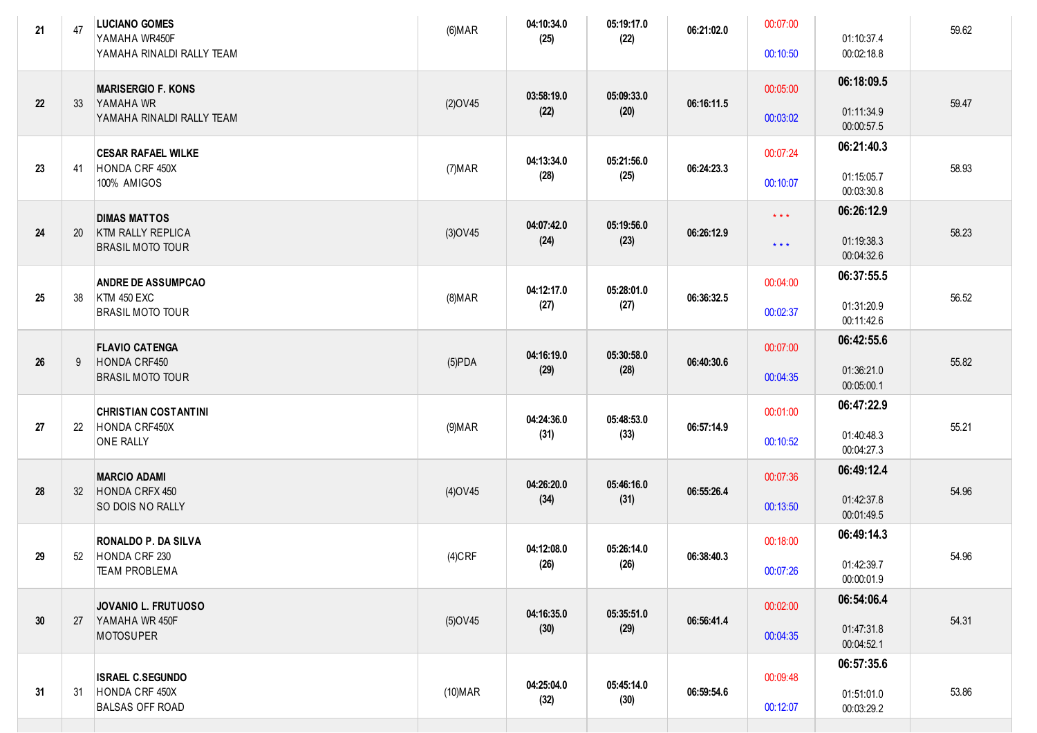| | | | | | | | | | |
|---|---|---|---|---|---|---|---|---|---|
| 21 | 47 | **LUCIANO GOMES**<br>YAMAHA WR450F<br>YAMAHA RINALDI RALLY TEAM | (6)MAR | **04:10:34.0**<br>**(25)** | **05:19:17.0**<br>**(22)** | **06:21:02.0** | 00:07:00<br>00:10:50 | <br>01:10:37.4<br>00:02:18.8 | 59.62 |
| 22 | 33 | **MARISERGIO F. KONS**<br>YAMAHA WR<br>YAMAHA RINALDI RALLY TEAM | (2)OV45 | **03:58:19.0**<br>**(22)** | **05:09:33.0**<br>**(20)** | **06:16:11.5** | 00:05:00<br>00:03:02 | **06:18:09.5**<br>01:11:34.9<br>00:00:57.5 | 59.47 |
| 23 | 41 | **CESAR RAFAEL WILKE**<br>HONDA CRF 450X<br>100% AMIGOS | (7)MAR | **04:13:34.0**<br>**(28)** | **05:21:56.0**<br>**(25)** | **06:24:23.3** | 00:07:24<br>00:10:07 | **06:21:40.3**<br>01:15:05.7<br>00:03:30.8 | 58.93 |
| 24 | 20 | **DIMAS MATTOS**<br>KTM RALLY REPLICA<br>BRASIL MOTO TOUR | (3)OV45 | **04:07:42.0**<br>**(24)** | **05:19:56.0**<br>**(23)** | **06:26:12.9** | * * *<br>* * * | **06:26:12.9**<br>01:19:38.3<br>00:04:32.6 | 58.23 |
| 25 | 38 | **ANDRE DE ASSUMPCAO**<br>KTM 450 EXC<br>BRASIL MOTO TOUR | (8)MAR | **04:12:17.0**<br>**(27)** | **05:28:01.0**<br>**(27)** | **06:36:32.5** | 00:04:00<br>00:02:37 | **06:37:55.5**<br>01:31:20.9<br>00:11:42.6 | 56.52 |
| 26 | 9 | **FLAVIO CATENGA**<br>HONDA CRF450<br>BRASIL MOTO TOUR | (5)PDA | **04:16:19.0**<br>**(29)** | **05:30:58.0**<br>**(28)** | **06:40:30.6** | 00:07:00<br>00:04:35 | **06:42:55.6**<br>01:36:21.0<br>00:05:00.1 | 55.82 |
| 27 | 22 | **CHRISTIAN COSTANTINI**<br>HONDA CRF450X<br>ONE RALLY | (9)MAR | **04:24:36.0**<br>**(31)** | **05:48:53.0**<br>**(33)** | **06:57:14.9** | 00:01:00<br>00:10:52 | **06:47:22.9**<br>01:40:48.3<br>00:04:27.3 | 55.21 |
| 28 | 32 | **MARCIO ADAMI**<br>HONDA CRFX 450<br>SO DOIS NO RALLY | (4)OV45 | **04:26:20.0**<br>**(34)** | **05:46:16.0**<br>**(31)** | **06:55:26.4** | 00:07:36<br>00:13:50 | **06:49:12.4**<br>01:42:37.8<br>00:01:49.5 | 54.96 |
| 29 | 52 | **RONALDO P. DA SILVA**<br>HONDA CRF 230<br>TEAM PROBLEMA | (4)CRF | **04:12:08.0**<br>**(26)** | **05:26:14.0**<br>**(26)** | **06:38:40.3** | 00:18:00<br>00:07:26 | **06:49:14.3**<br>01:42:39.7<br>00:00:01.9 | 54.96 |
| 30 | 27 | **JOVANIO L. FRUTUOSO**<br>YAMAHA WR 450F<br>MOTOSUPER | (5)OV45 | **04:16:35.0**<br>**(30)** | **05:35:51.0**<br>**(29)** | **06:56:41.4** | 00:02:00<br>00:04:35 | **06:54:06.4**<br>01:47:31.8<br>00:04:52.1 | 54.31 |
| 31 | 31 | **ISRAEL C.SEGUNDO**<br>HONDA CRF 450X<br>BALSAS OFF ROAD | (10)MAR | **04:25:04.0**<br>**(32)** | **05:45:14.0**<br>**(30)** | **06:59:54.6** | 00:09:48<br>00:12:07 | **06:57:35.6**<br>01:51:01.0<br>00:03:29.2 | 53.86 |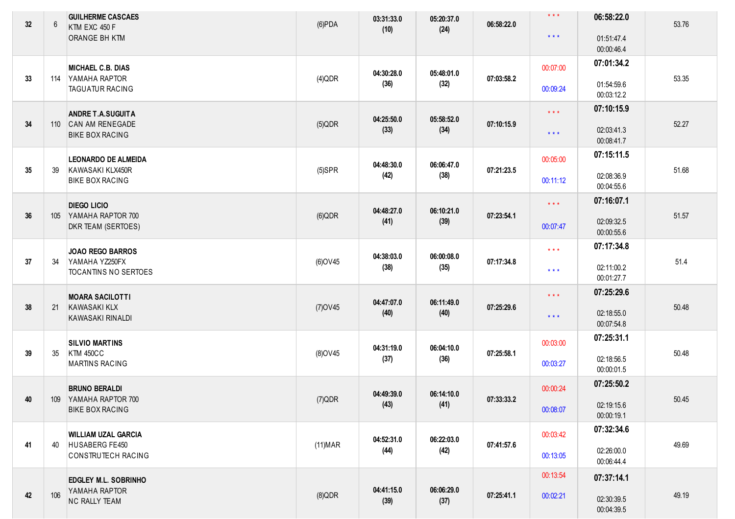| | | | | | | | | | |
|---|---|---|---|---|---|---|---|---|---|
| 32 | 6 | **GUILHERME CASCAES**<br>KTM EXC 450 F<br>ORANGE BH KTM | (6)PDA | 03:31:33.0<br>(10) | 05:20:37.0<br>(24) | 06:58:22.0 | * * *<br>* * * | **06:58:22.0**<br>01:51:47.4<br>00:00:46.4 | 53.76 |
| 33 | 114 | **MICHAEL C.B. DIAS**<br>YAMAHA RAPTOR<br>TAGUATUR RACING | (4)QDR | 04:30:28.0<br>(36) | 05:48:01.0<br>(32) | 07:03:58.2 | 00:07:00<br>00:09:24 | **07:01:34.2**<br>01:54:59.6<br>00:03:12.2 | 53.35 |
| 34 | 110 | **ANDRE T.A.SUGUITA**<br>CAN AM RENEGADE<br>BIKE BOX RACING | (5)QDR | 04:25:50.0<br>(33) | 05:58:52.0<br>(34) | 07:10:15.9 | * * *<br>* * * | **07:10:15.9**<br>02:03:41.3<br>00:08:41.7 | 52.27 |
| 35 | 39 | **LEONARDO DE ALMEIDA**<br>KAWASAKI KLX450R<br>BIKE BOX RACING | (5)SPR | 04:48:30.0<br>(42) | 06:06:47.0<br>(38) | 07:21:23.5 | 00:05:00<br>00:11:12 | **07:15:11.5**<br>02:08:36.9<br>00:04:55.6 | 51.68 |
| 36 | 105 | **DIEGO LICIO**<br>YAMAHA RAPTOR 700<br>DKR TEAM (SERTOES) | (6)QDR | 04:48:27.0<br>(41) | 06:10:21.0<br>(39) | 07:23:54.1 | * * *<br>00:07:47 | **07:16:07.1**<br>02:09:32.5<br>00:00:55.6 | 51.57 |
| 37 | 34 | **JOAO REGO BARROS**<br>YAMAHA YZ250FX<br>TOCANTINS NO SERTOES | (6)OV45 | 04:38:03.0<br>(38) | 06:00:08.0<br>(35) | 07:17:34.8 | * * *<br>* * * | **07:17:34.8**<br>02:11:00.2<br>00:01:27.7 | 51.4 |
| 38 | 21 | **MOARA SACILOTTI**<br>KAWASAKI KLX<br>KAWASAKI RINALDI | (7)OV45 | 04:47:07.0<br>(40) | 06:11:49.0<br>(40) | 07:25:29.6 | * * *<br>* * * | **07:25:29.6**<br>02:18:55.0<br>00:07:54.8 | 50.48 |
| 39 | 35 | **SILVIO MARTINS**<br>KTM 450CC<br>MARTINS RACING | (8)OV45 | 04:31:19.0<br>(37) | 06:04:10.0<br>(36) | 07:25:58.1 | 00:03:00<br>00:03:27 | **07:25:31.1**<br>02:18:56.5<br>00:00:01.5 | 50.48 |
| 40 | 109 | **BRUNO BERALDI**<br>YAMAHA RAPTOR 700<br>BIKE BOX RACING | (7)QDR | 04:49:39.0<br>(43) | 06:14:10.0<br>(41) | 07:33:33.2 | 00:00:24<br>00:08:07 | **07:25:50.2**<br>02:19:15.6<br>00:00:19.1 | 50.45 |
| 41 | 40 | **WILLIAM UZAL GARCIA**<br>HUSABERG FE450<br>CONSTRUTECH RACING | (11)MAR | 04:52:31.0<br>(44) | 06:22:03.0<br>(42) | 07:41:57.6 | 00:03:42<br>00:13:05 | **07:32:34.6**<br>02:26:00.0<br>00:06:44.4 | 49.69 |
| 42 | 106 | **EDGLEY M.L. SOBRINHO**<br>YAMAHA RAPTOR<br>NC RALLY TEAM | (8)QDR | 04:41:15.0<br>(39) | 06:06:29.0<br>(37) | 07:25:41.1 | 00:13:54<br>00:02:21 | **07:37:14.1**<br>02:30:39.5<br>00:04:39.5 | 49.19 |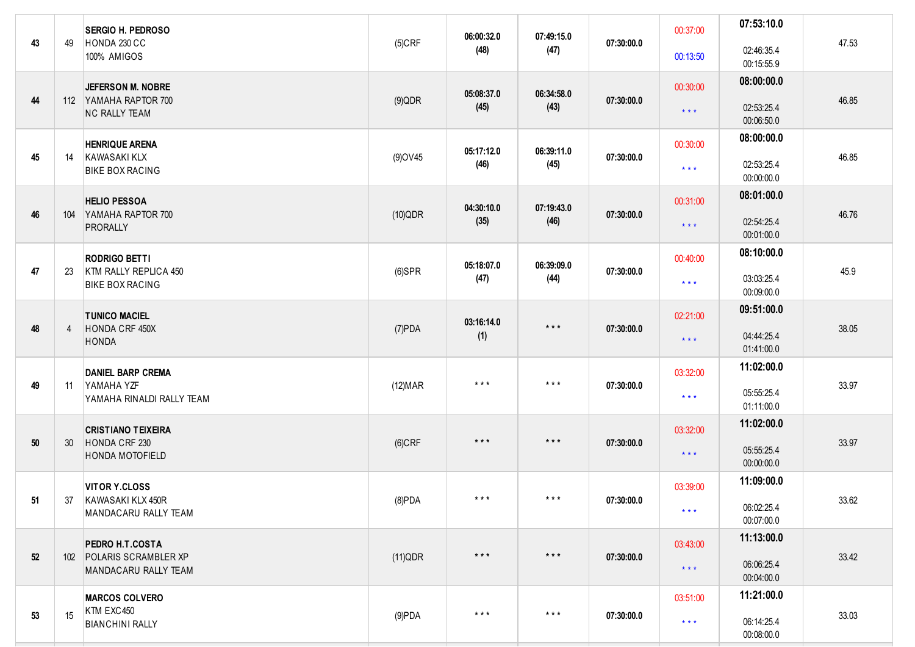| | | | | | | | | | |
|---|---|---|---|---|---|---|---|---|---|
| 43 | 49 | **SERGIO H. PEDROSO**<br>HONDA 230 CC<br>100% AMIGOS | (5)CRF | **06:00:32.0**<br>**(48)** | **07:49:15.0**<br>**(47)** | **07:30:00.0** | 00:37:00<br>00:13:50 | **07:53:10.0**<br>02:46:35.4<br>00:15:55.9 | 47.53 |
| 44 | 112 | **JEFERSON M. NOBRE**<br>YAMAHA RAPTOR 700<br>NC RALLY TEAM | (9)QDR | **05:08:37.0**<br>**(45)** | **06:34:58.0**<br>**(43)** | **07:30:00.0** | 00:30:00<br>* * * | **08:00:00.0**<br>02:53:25.4<br>00:06:50.0 | 46.85 |
| 45 | 14 | **HENRIQUE ARENA**<br>KAWASAKI KLX<br>BIKE BOX RACING | (9)OV45 | **05:17:12.0**<br>**(46)** | **06:39:11.0**<br>**(45)** | **07:30:00.0** | 00:30:00<br>* * * | **08:00:00.0**<br>02:53:25.4<br>00:00:00.0 | 46.85 |
| 46 | 104 | **HELIO PESSOA**<br>YAMAHA RAPTOR 700<br>PRORALLY | (10)QDR | **04:30:10.0**<br>**(35)** | **07:19:43.0**<br>**(46)** | **07:30:00.0** | 00:31:00<br>* * * | **08:01:00.0**<br>02:54:25.4<br>00:01:00.0 | 46.76 |
| 47 | 23 | **RODRIGO BETTI**<br>KTM RALLY REPLICA 450<br>BIKE BOX RACING | (6)SPR | **05:18:07.0**<br>**(47)** | **06:39:09.0**<br>**(44)** | **07:30:00.0** | 00:40:00<br>* * * | **08:10:00.0**<br>03:03:25.4<br>00:09:00.0 | 45.9 |
| 48 | 4 | **TUNICO MACIEL**<br>HONDA CRF 450X<br>HONDA | (7)PDA | **03:16:14.0**<br>**(1)** | * * * | **07:30:00.0** | 02:21:00<br>* * * | **09:51:00.0**<br>04:44:25.4<br>01:41:00.0 | 38.05 |
| 49 | 11 | **DANIEL BARP CREMA**<br>YAMAHA YZF<br>YAMAHA RINALDI RALLY TEAM | (12)MAR | * * * | * * * | **07:30:00.0** | 03:32:00<br>* * * | **11:02:00.0**<br>05:55:25.4<br>01:11:00.0 | 33.97 |
| 50 | 30 | **CRISTIANO TEIXEIRA**<br>HONDA CRF 230<br>HONDA MOTOFIELD | (6)CRF | * * * | * * * | **07:30:00.0** | 03:32:00<br>* * * | **11:02:00.0**<br>05:55:25.4<br>00:00:00.0 | 33.97 |
| 51 | 37 | **VITOR Y.CLOSS**<br>KAWASAKI KLX 450R<br>MANDACARU RALLY TEAM | (8)PDA | * * * | * * * | **07:30:00.0** | 03:39:00<br>* * * | **11:09:00.0**<br>06:02:25.4<br>00:07:00.0 | 33.62 |
| 52 | 102 | **PEDRO H.T.COSTA**<br>POLARIS SCRAMBLER XP<br>MANDACARU RALLY TEAM | (11)QDR | * * * | * * * | **07:30:00.0** | 03:43:00<br>* * * | **11:13:00.0**<br>06:06:25.4<br>00:04:00.0 | 33.42 |
| 53 | 15 | **MARCOS COLVERO**<br>KTM EXC450<br>BIANCHINI RALLY | (9)PDA | * * * | * * * | **07:30:00.0** | 03:51:00<br>* * * | **11:21:00.0**<br>06:14:25.4<br>00:08:00.0 | 33.03 |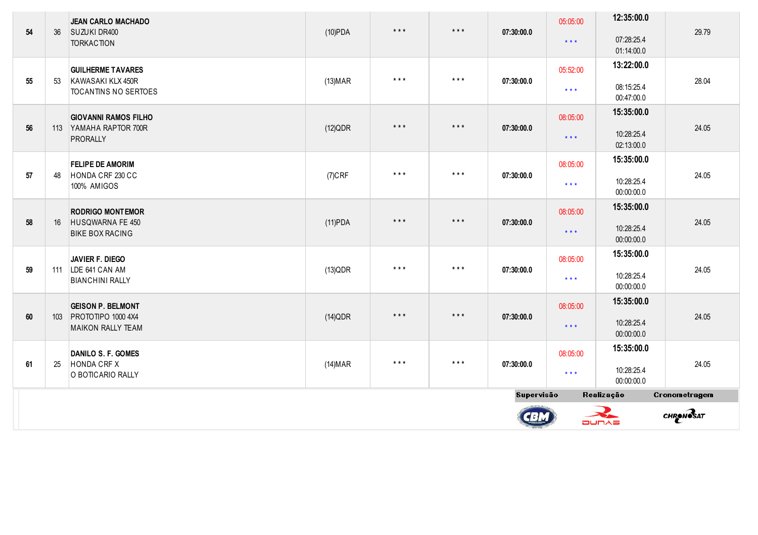| | | | | | | | | | |
|---|---|---|---|---|---|---|---|---|---|
| 54 | 36 | **JEAN CARLO MACHADO**<br>SUZUKI DR400<br>TORKACTION | (10)PDA | * * * | * * * | 07:30:00.0 | 05:05:00<br>* * * | **12:35:00.0**<br>07:28:25.4<br>01:14:00.0 | 29.79 |
| 55 | 53 | **GUILHERME TAVARES**<br>KAWASAKI KLX 450R<br>TOCANTINS NO SERTOES | (13)MAR | * * * | * * * | 07:30:00.0 | 05:52:00<br>* * * | **13:22:00.0**<br>08:15:25.4<br>00:47:00.0 | 28.04 |
| 56 | 113 | **GIOVANNI RAMOS FILHO**<br>YAMAHA RAPTOR 700R<br>PRORALLY | (12)QDR | * * * | * * * | 07:30:00.0 | 08:05:00<br>* * * | **15:35:00.0**<br>10:28:25.4<br>02:13:00.0 | 24.05 |
| 57 | 48 | **FELIPE DE AMORIM**<br>HONDA CRF 230 CC<br>100% AMIGOS | (7)CRF | * * * | * * * | 07:30:00.0 | 08:05:00<br>* * * | **15:35:00.0**<br>10:28:25.4<br>00:00:00.0 | 24.05 |
| 58 | 16 | **RODRIGO MONTEMOR**<br>HUSQWARNA FE 450<br>BIKE BOX RACING | (11)PDA | * * * | * * * | 07:30:00.0 | 08:05:00<br>* * * | **15:35:00.0**<br>10:28:25.4<br>00:00:00.0 | 24.05 |
| 59 | 111 | **JAVIER F. DIEGO**<br>LDE 641 CAN AM<br>BIANCHINI RALLY | (13)QDR | * * * | * * * | 07:30:00.0 | 08:05:00<br>* * * | **15:35:00.0**<br>10:28:25.4<br>00:00:00.0 | 24.05 |
| 60 | 103 | **GEISON P. BELMONT**<br>PROTOTIPO 1000 4X4<br>MAIKON RALLY TEAM | (14)QDR | * * * | * * * | 07:30:00.0 | 08:05:00<br>* * * | **15:35:00.0**<br>10:28:25.4<br>00:00:00.0 | 24.05 |
| 61 | 25 | **DANILO S. F. GOMES**<br>HONDA CRF X<br>O BOTICARIO RALLY | (14)MAR | * * * | * * * | 07:30:00.0 | 08:05:00<br>* * * | **15:35:00.0**<br>10:28:25.4<br>00:00:00.0 | 24.05 |

Supervisão: CBM | Realização: DUNAS | Cronometragem: CHRONOSAT